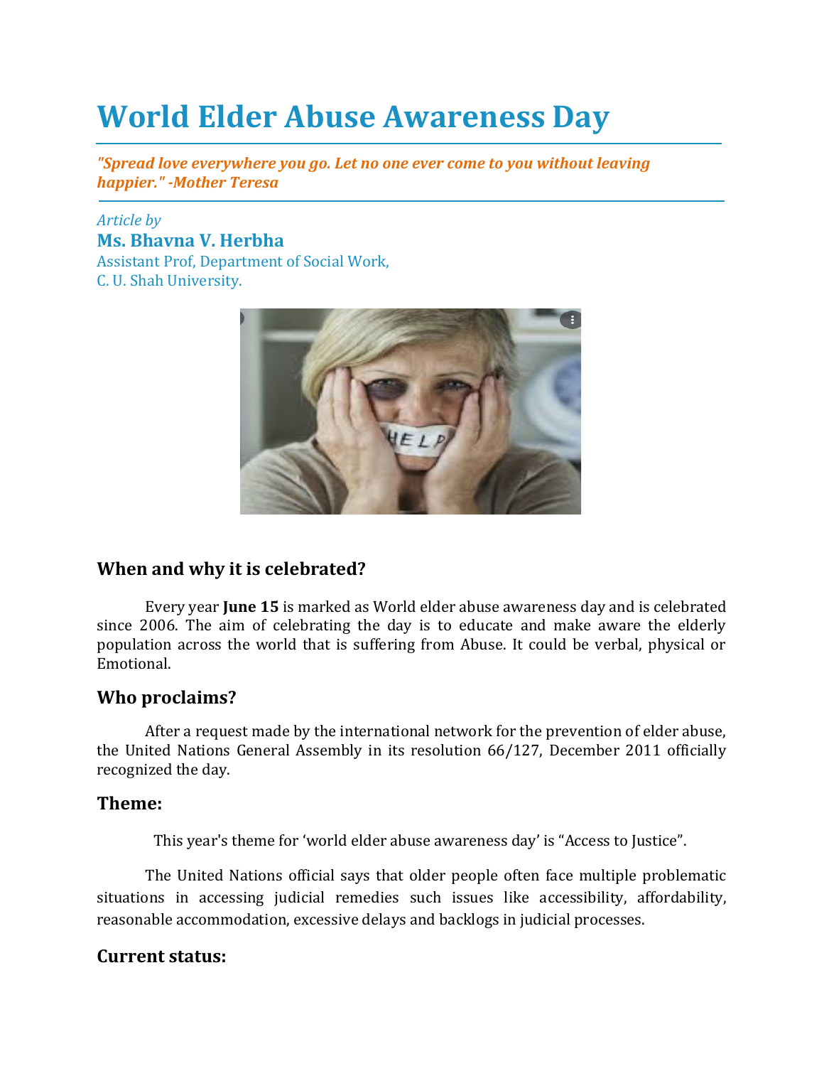# World Elder Abuse Awareness Day

*"Spread love everywhere you go. Let no one ever come to you without leaving happier." -Mother Teresa*

*Article by*

**Ms. Bhavna V. Herbha**

Assistant Prof, Department of Social Work,
C. U. Shah University.

## When and why it is celebrated?

Every year **June 15** is marked as World elder abuse awareness day and is celebrated since 2006. The aim of celebrating the day is to educate and make aware the elderly population across the world that is suffering from Abuse. It could be verbal, physical or Emotional.

## Who proclaims?

After a request made by the international network for the prevention of elder abuse, the United Nations General Assembly in its resolution 66/127, December 2011 officially recognized the day.

## Theme:

This year's theme for 'world elder abuse awareness day' is "Access to Justice".

The United Nations official says that older people often face multiple problematic situations in accessing judicial remedies such issues like accessibility, affordability, reasonable accommodation, excessive delays and backlogs in judicial processes.

## Current status: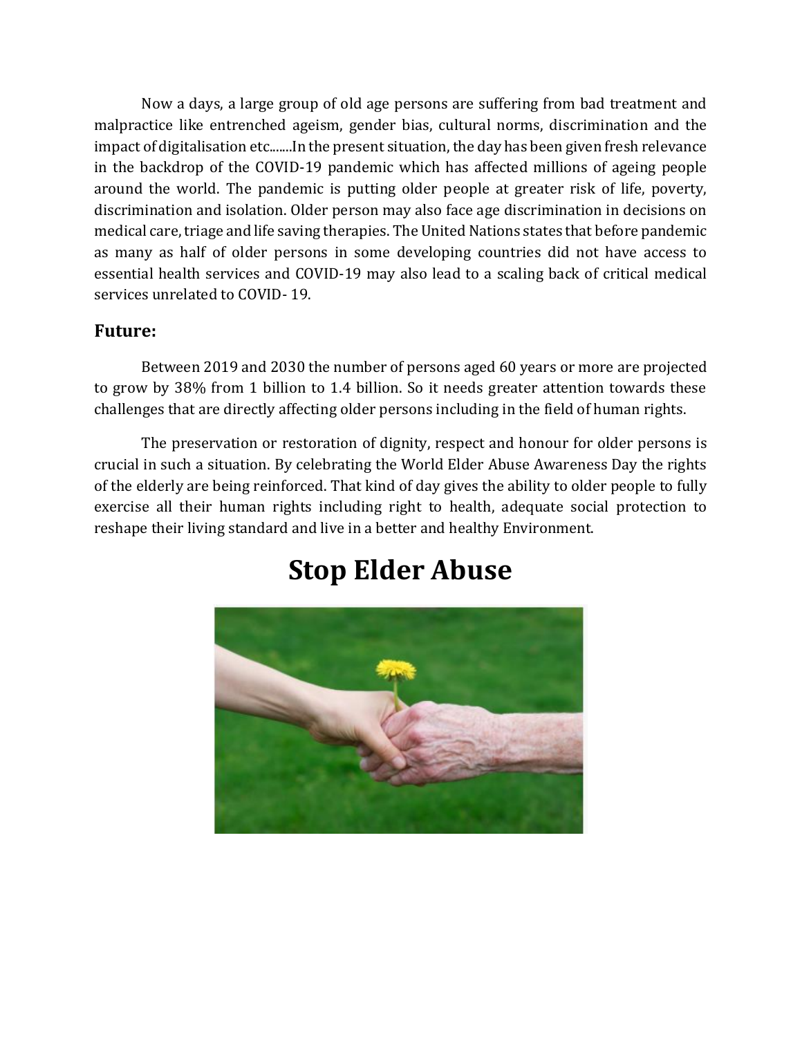Now a days, a large group of old age persons are suffering from bad treatment and malpractice like entrenched ageism, gender bias, cultural norms, discrimination and the impact of digitalisation etc.......In the present situation, the day has been given fresh relevance in the backdrop of the COVID-19 pandemic which has affected millions of ageing people around the world. The pandemic is putting older people at greater risk of life, poverty, discrimination and isolation. Older person may also face age discrimination in decisions on medical care, triage and life saving therapies. The United Nations states that before pandemic as many as half of older persons in some developing countries did not have access to essential health services and COVID-19 may also lead to a scaling back of critical medical services unrelated to COVID- 19.

**Future:**

Between 2019 and 2030 the number of persons aged 60 years or more are projected to grow by 38% from 1 billion to 1.4 billion. So it needs greater attention towards these challenges that are directly affecting older persons including in the field of human rights.

The preservation or restoration of dignity, respect and honour for older persons is crucial in such a situation. By celebrating the World Elder Abuse Awareness Day the rights of the elderly are being reinforced. That kind of day gives the ability to older people to fully exercise all their human rights including right to health, adequate social protection to reshape their living standard and live in a better and healthy Environment.

# Stop Elder Abuse